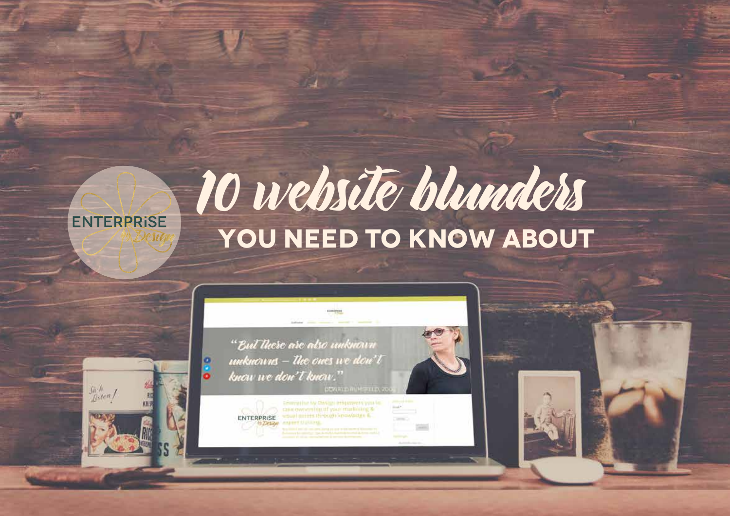ENTERPRiSE by Design

# 10 website blunders

## YOU NEED TO KNOW ABOUT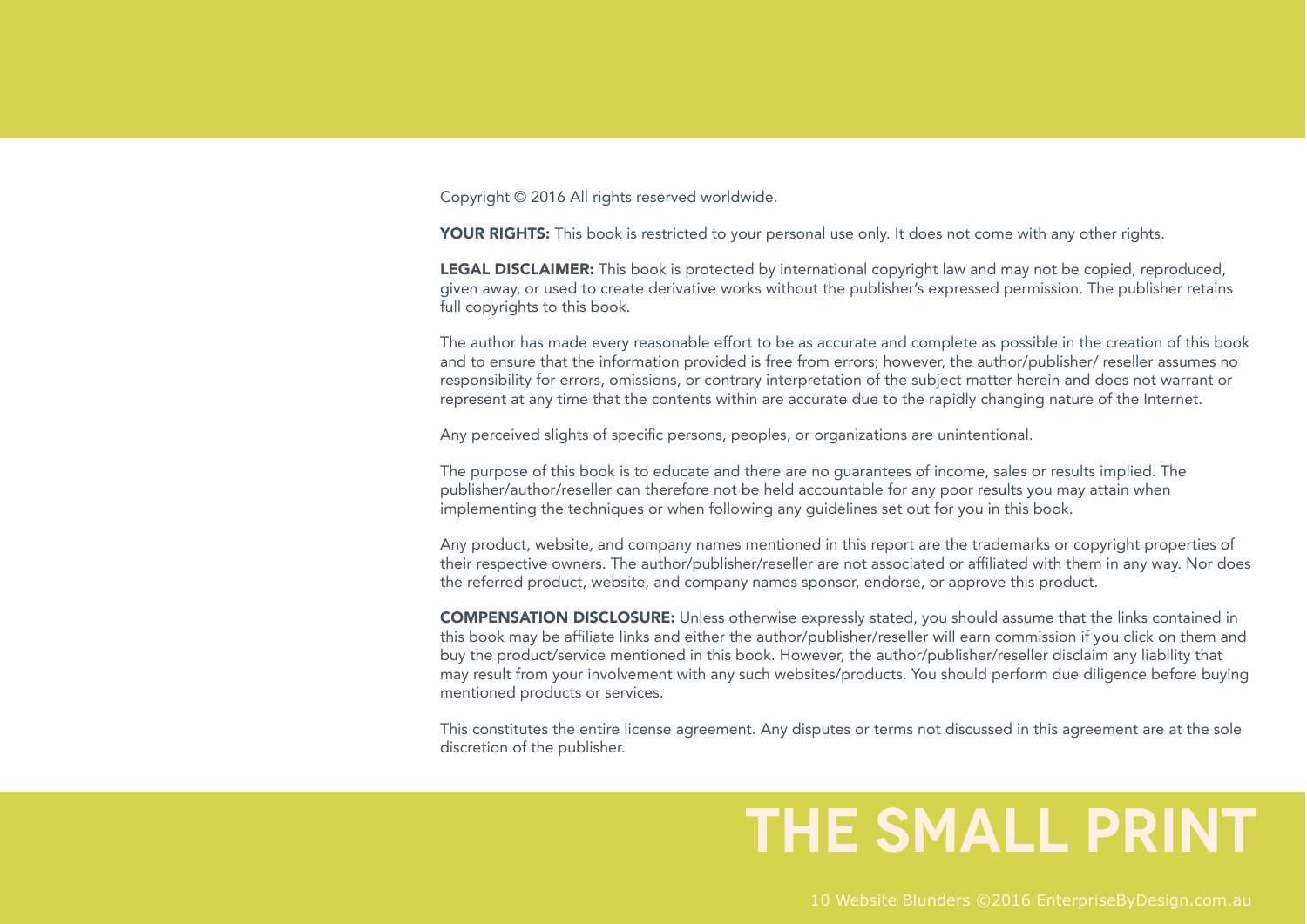# THE SMALL PRINT

Copyright © 2016 All rights reserved worldwide.

**YOUR RIGHTS:** This book is restricted to your personal use only. It does not come with any other rights.

**LEGAL DISCLAIMER:** This book is protected by international copyright law and may not be copied, reproduced, given away, or used to create derivative works without the publisher's expressed permission. The publisher retains full copyrights to this book.

The author has made every reasonable effort to be as accurate and complete as possible in the creation of this book and to ensure that the information provided is free from errors; however, the author/publisher/ reseller assumes no responsibility for errors, omissions, or contrary interpretation of the subject matter herein and does not warrant or represent at any time that the contents within are accurate due to the rapidly changing nature of the Internet.

Any perceived slights of specific persons, peoples, or organizations are unintentional.

The purpose of this book is to educate and there are no guarantees of income, sales or results implied. The publisher/author/reseller can therefore not be held accountable for any poor results you may attain when implementing the techniques or when following any guidelines set out for you in this book.

Any product, website, and company names mentioned in this report are the trademarks or copyright properties of their respective owners. The author/publisher/reseller are not associated or affiliated with them in any way. Nor does the referred product, website, and company names sponsor, endorse, or approve this product.

**COMPENSATION DISCLOSURE:** Unless otherwise expressly stated, you should assume that the links contained in this book may be affiliate links and either the author/publisher/reseller will earn commission if you click on them and buy the product/service mentioned in this book. However, the author/publisher/reseller disclaim any liability that may result from your involvement with any such websites/products. You should perform due diligence before buying mentioned products or services.

This constitutes the entire license agreement. Any disputes or terms not discussed in this agreement are at the sole discretion of the publisher.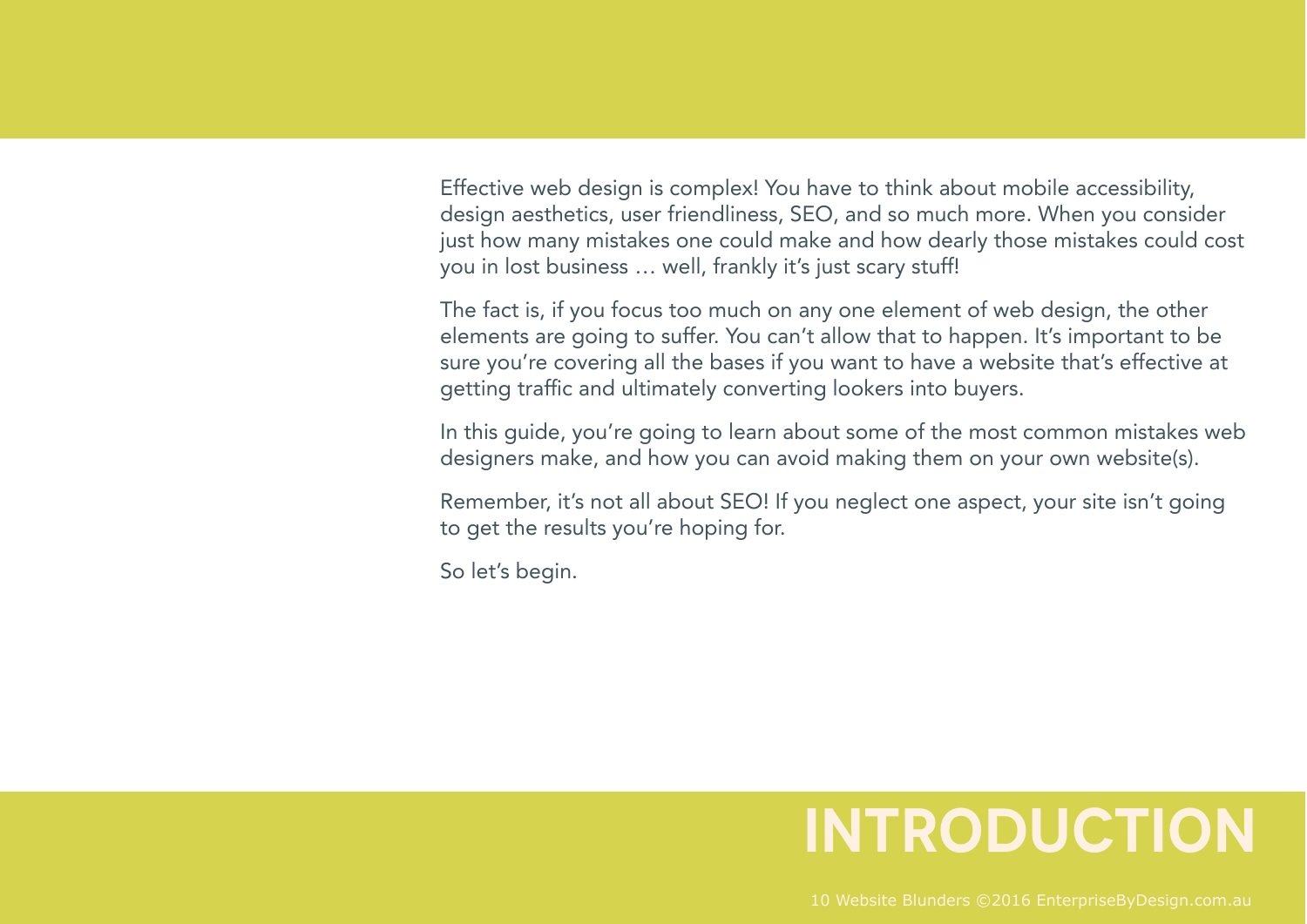# INTRODUCTION

Effective web design is complex! You have to think about mobile accessibility, design aesthetics, user friendliness, SEO, and so much more. When you consider just how many mistakes one could make and how dearly those mistakes could cost you in lost business … well, frankly it's just scary stuff!

The fact is, if you focus too much on any one element of web design, the other elements are going to suffer. You can't allow that to happen. It's important to be sure you're covering all the bases if you want to have a website that's effective at getting traffic and ultimately converting lookers into buyers.

In this guide, you're going to learn about some of the most common mistakes web designers make, and how you can avoid making them on your own website(s).

Remember, it's not all about SEO! If you neglect one aspect, your site isn't going to get the results you're hoping for.

So let's begin.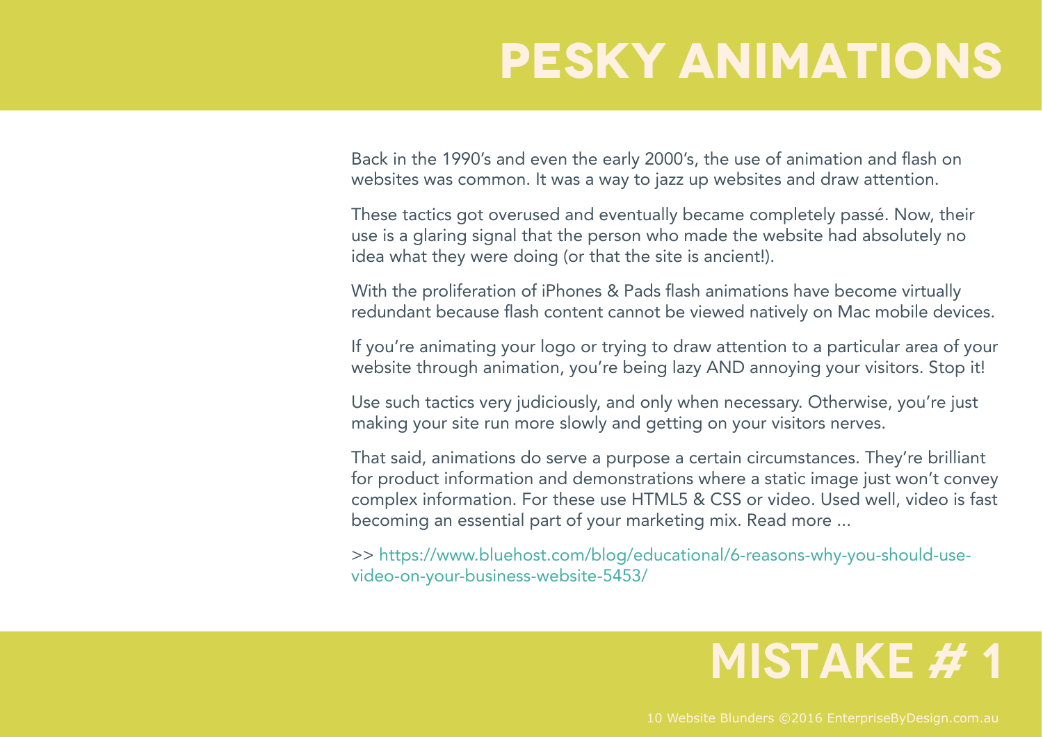# PESKY ANIMATIONS

Back in the 1990's and even the early 2000's, the use of animation and flash on websites was common. It was a way to jazz up websites and draw attention.

These tactics got overused and eventually became completely passé. Now, their use is a glaring signal that the person who made the website had absolutely no idea what they were doing (or that the site is ancient!).

With the proliferation of iPhones & Pads flash animations have become virtually redundant because flash content cannot be viewed natively on Mac mobile devices.

If you're animating your logo or trying to draw attention to a particular area of your website through animation, you're being lazy AND annoying your visitors. Stop it!

Use such tactics very judiciously, and only when necessary. Otherwise, you're just making your site run more slowly and getting on your visitors nerves.

That said, animations do serve a purpose a certain circumstances. They're brilliant for product information and demonstrations where a static image just won't convey complex information. For these use HTML5 & CSS or video. Used well, video is fast becoming an essential part of your marketing mix. Read more ...

>> https://www.bluehost.com/blog/educational/6-reasons-why-you-should-use-video-on-your-business-website-5453/

## MISTAKE # 1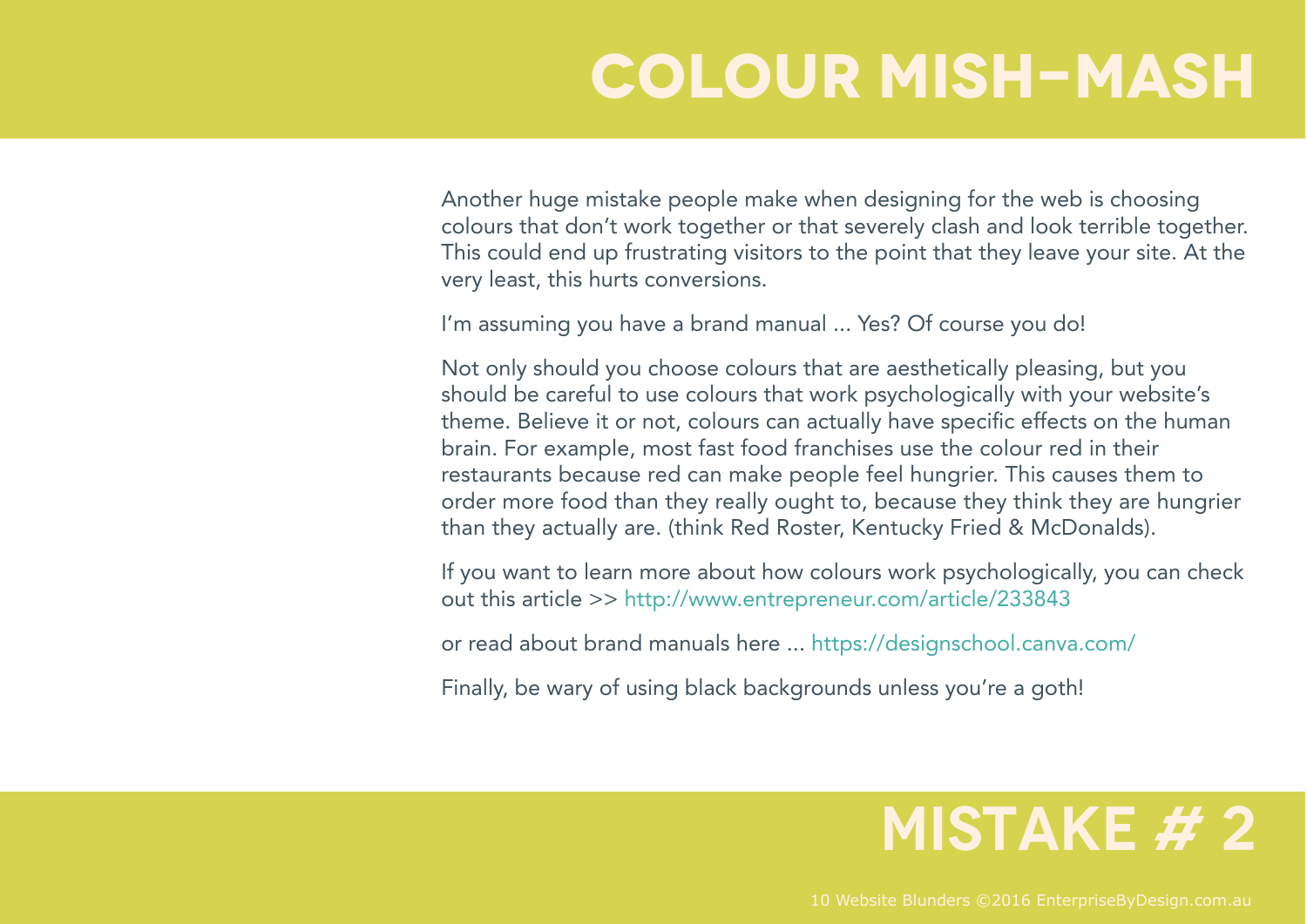# COLOUR MISH-MASH

Another huge mistake people make when designing for the web is choosing colours that don't work together or that severely clash and look terrible together. This could end up frustrating visitors to the point that they leave your site. At the very least, this hurts conversions.

I'm assuming you have a brand manual ... Yes? Of course you do!

Not only should you choose colours that are aesthetically pleasing, but you should be careful to use colours that work psychologically with your website's theme. Believe it or not, colours can actually have specific effects on the human brain. For example, most fast food franchises use the colour red in their restaurants because red can make people feel hungrier. This causes them to order more food than they really ought to, because they think they are hungrier than they actually are. (think Red Roster, Kentucky Fried & McDonalds).

If you want to learn more about how colours work psychologically, you can check out this article >> http://www.entrepreneur.com/article/233843

or read about brand manuals here ... https://designschool.canva.com/

Finally, be wary of using black backgrounds unless you're a goth!

## MISTAKE # 2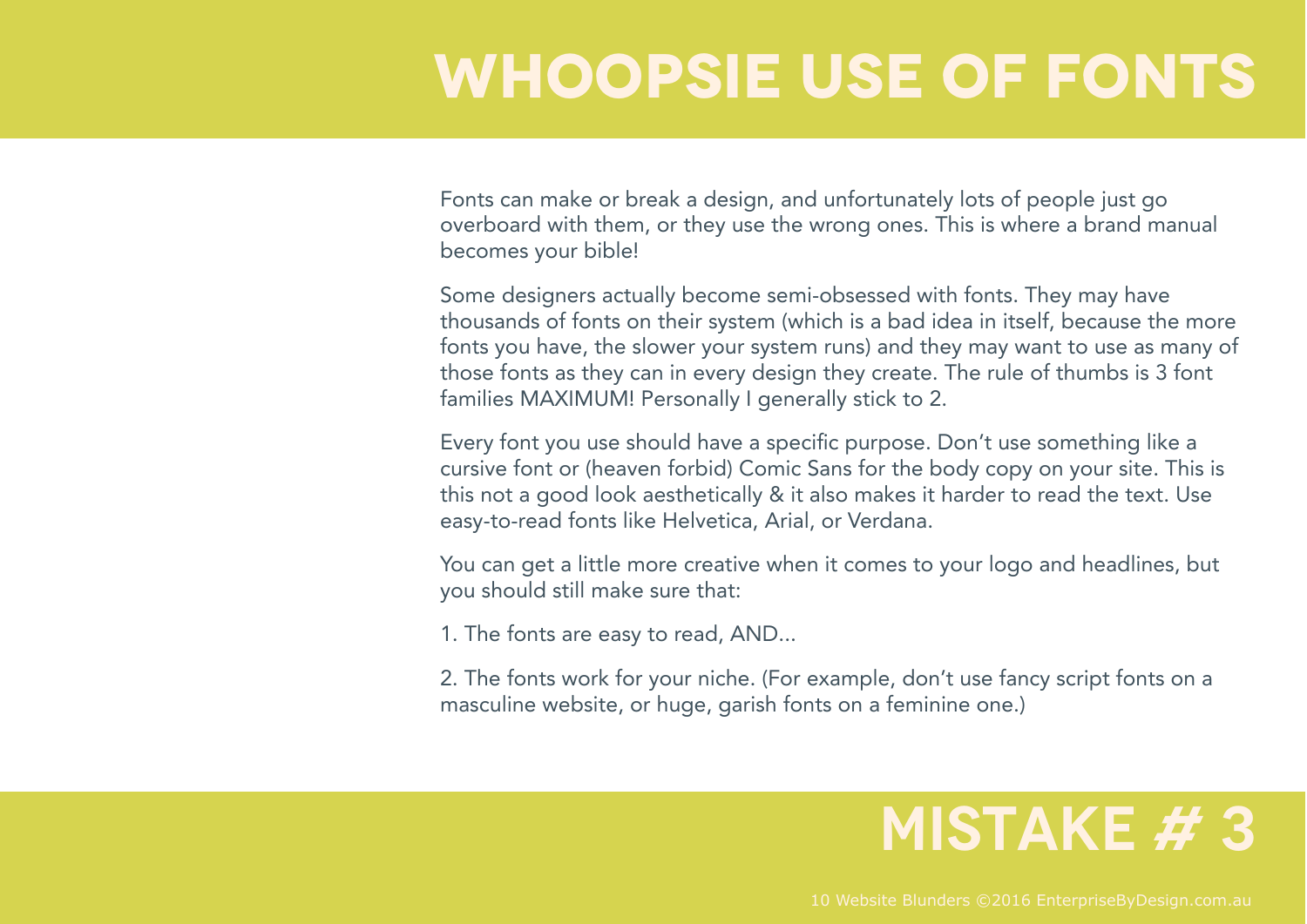# WHOOPSIE USE OF FONTS

Fonts can make or break a design, and unfortunately lots of people just go overboard with them, or they use the wrong ones. This is where a brand manual becomes your bible!

Some designers actually become semi-obsessed with fonts. They may have thousands of fonts on their system (which is a bad idea in itself, because the more fonts you have, the slower your system runs) and they may want to use as many of those fonts as they can in every design they create. The rule of thumbs is 3 font families MAXIMUM! Personally I generally stick to 2.

Every font you use should have a specific purpose. Don't use something like a cursive font or (heaven forbid) Comic Sans for the body copy on your site. This is this not a good look aesthetically & it also makes it harder to read the text. Use easy-to-read fonts like Helvetica, Arial, or Verdana.

You can get a little more creative when it comes to your logo and headlines, but you should still make sure that:

1. The fonts are easy to read, AND...

2. The fonts work for your niche. (For example, don't use fancy script fonts on a masculine website, or huge, garish fonts on a feminine one.)

## MISTAKE # 3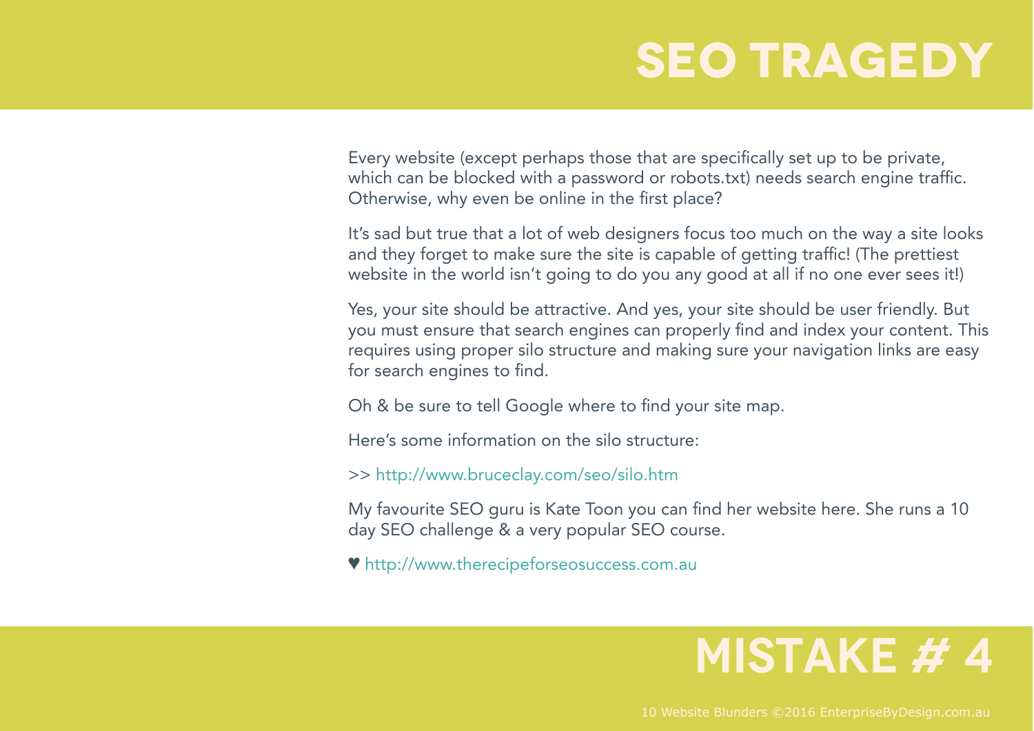# SEO TRAGEDY

Every website (except perhaps those that are specifically set up to be private, which can be blocked with a password or robots.txt) needs search engine traffic. Otherwise, why even be online in the first place?

It's sad but true that a lot of web designers focus too much on the way a site looks and they forget to make sure the site is capable of getting traffic! (The prettiest website in the world isn't going to do you any good at all if no one ever sees it!)

Yes, your site should be attractive. And yes, your site should be user friendly. But you must ensure that search engines can properly find and index your content. This requires using proper silo structure and making sure your navigation links are easy for search engines to find.

Oh & be sure to tell Google where to find your site map.

Here's some information on the silo structure:

>> http://www.bruceclay.com/seo/silo.htm

My favourite SEO guru is Kate Toon you can find her website here. She runs a 10 day SEO challenge & a very popular SEO course.

♥ http://www.therecipeforseosuccess.com.au

# MISTAKE # 4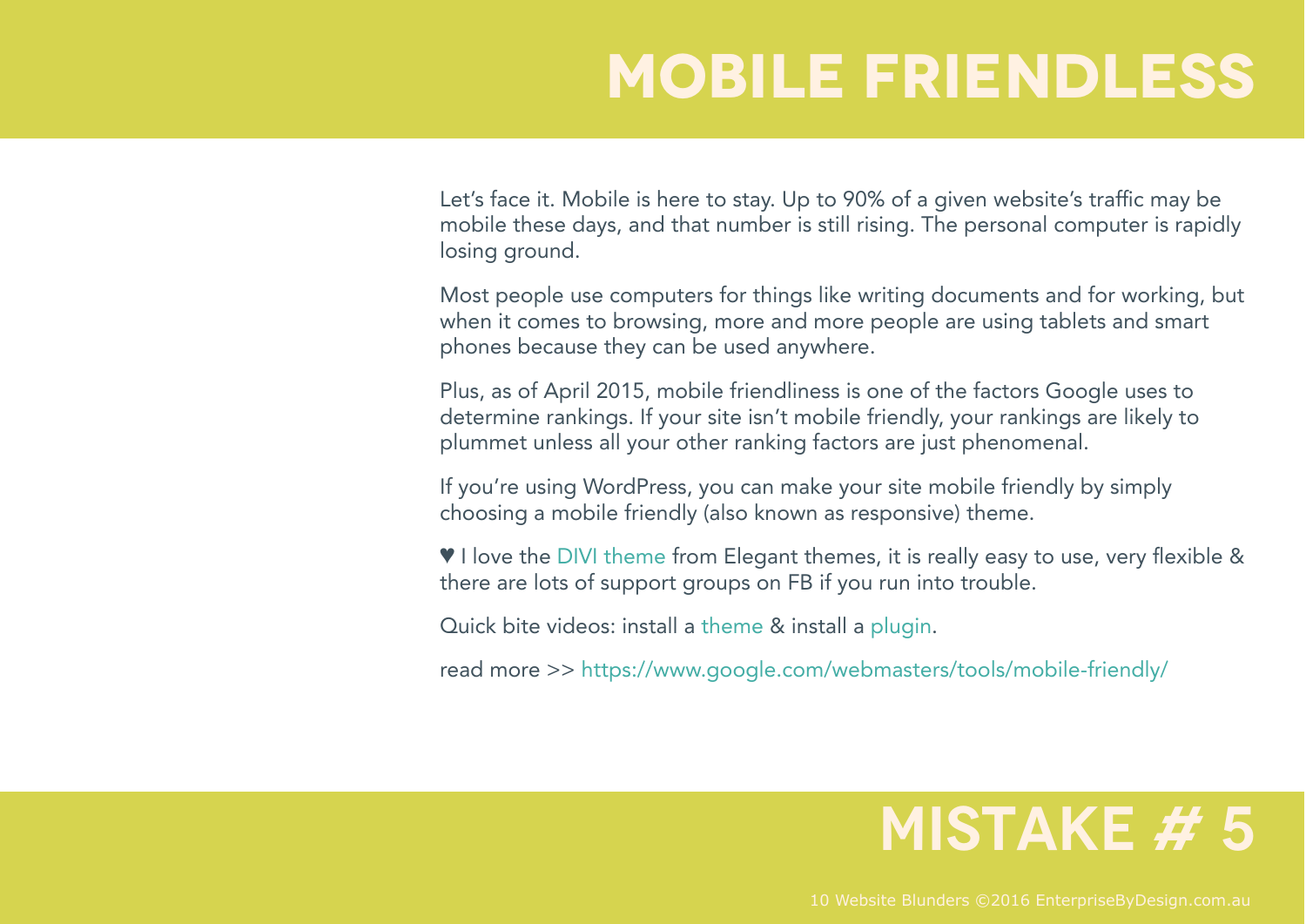# MOBILE FRIENDLESS

Let's face it. Mobile is here to stay. Up to 90% of a given website's traffic may be mobile these days, and that number is still rising. The personal computer is rapidly losing ground.

Most people use computers for things like writing documents and for working, but when it comes to browsing, more and more people are using tablets and smart phones because they can be used anywhere.

Plus, as of April 2015, mobile friendliness is one of the factors Google uses to determine rankings. If your site isn't mobile friendly, your rankings are likely to plummet unless all your other ranking factors are just phenomenal.

If you're using WordPress, you can make your site mobile friendly by simply choosing a mobile friendly (also known as responsive) theme.

♥ I love the DIVI theme from Elegant themes, it is really easy to use, very flexible & there are lots of support groups on FB if you run into trouble.

Quick bite videos: install a theme & install a plugin.

read more >> https://www.google.com/webmasters/tools/mobile-friendly/

## MISTAKE # 5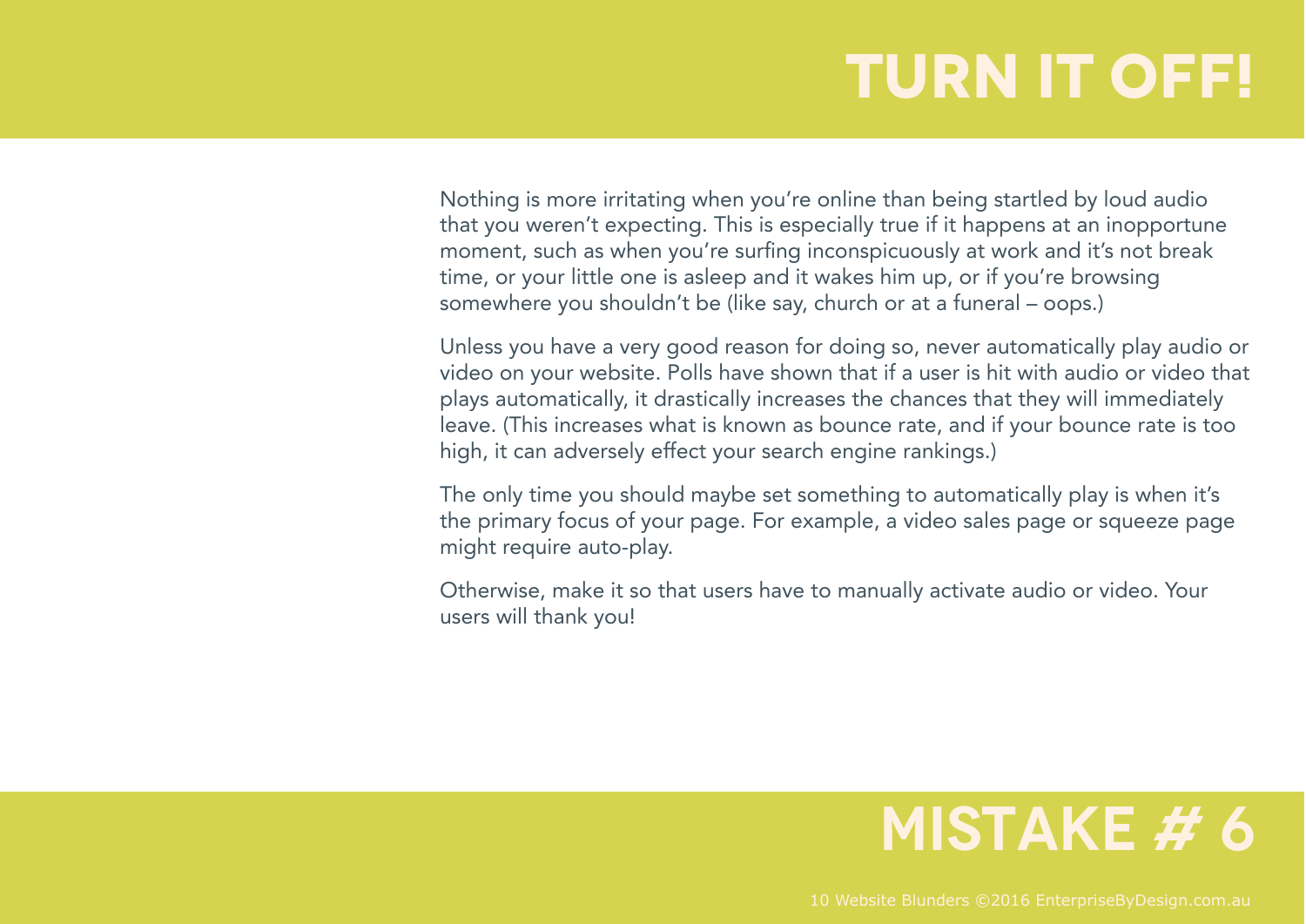# TURN IT OFF!

Nothing is more irritating when you're online than being startled by loud audio that you weren't expecting. This is especially true if it happens at an inopportune moment, such as when you're surfing inconspicuously at work and it's not break time, or your little one is asleep and it wakes him up, or if you're browsing somewhere you shouldn't be (like say, church or at a funeral – oops.)

Unless you have a very good reason for doing so, never automatically play audio or video on your website. Polls have shown that if a user is hit with audio or video that plays automatically, it drastically increases the chances that they will immediately leave. (This increases what is known as bounce rate, and if your bounce rate is too high, it can adversely effect your search engine rankings.)

The only time you should maybe set something to automatically play is when it's the primary focus of your page. For example, a video sales page or squeeze page might require auto-play.

Otherwise, make it so that users have to manually activate audio or video. Your users will thank you!

## MISTAKE # 6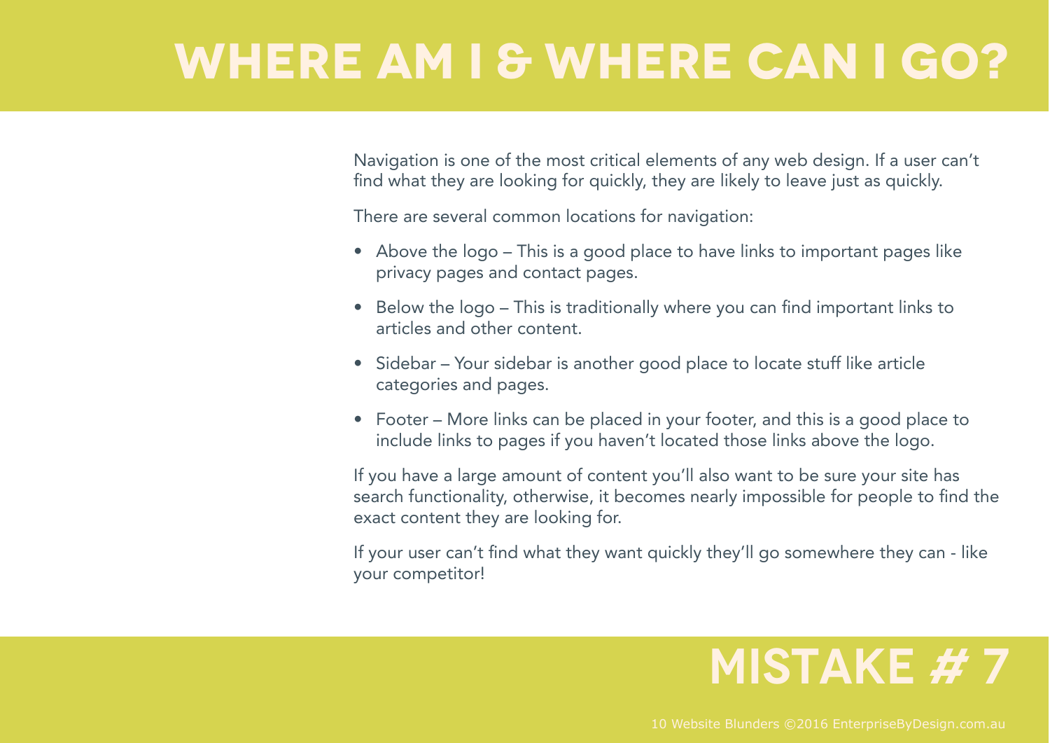# WHERE AM I & WHERE CAN I GO?

Navigation is one of the most critical elements of any web design. If a user can't find what they are looking for quickly, they are likely to leave just as quickly.

There are several common locations for navigation:

- Above the logo – This is a good place to have links to important pages like privacy pages and contact pages.
- Below the logo – This is traditionally where you can find important links to articles and other content.
- Sidebar – Your sidebar is another good place to locate stuff like article categories and pages.
- Footer – More links can be placed in your footer, and this is a good place to include links to pages if you haven't located those links above the logo.

If you have a large amount of content you'll also want to be sure your site has search functionality, otherwise, it becomes nearly impossible for people to find the exact content they are looking for.

If your user can't find what they want quickly they'll go somewhere they can - like your competitor!

## MISTAKE # 7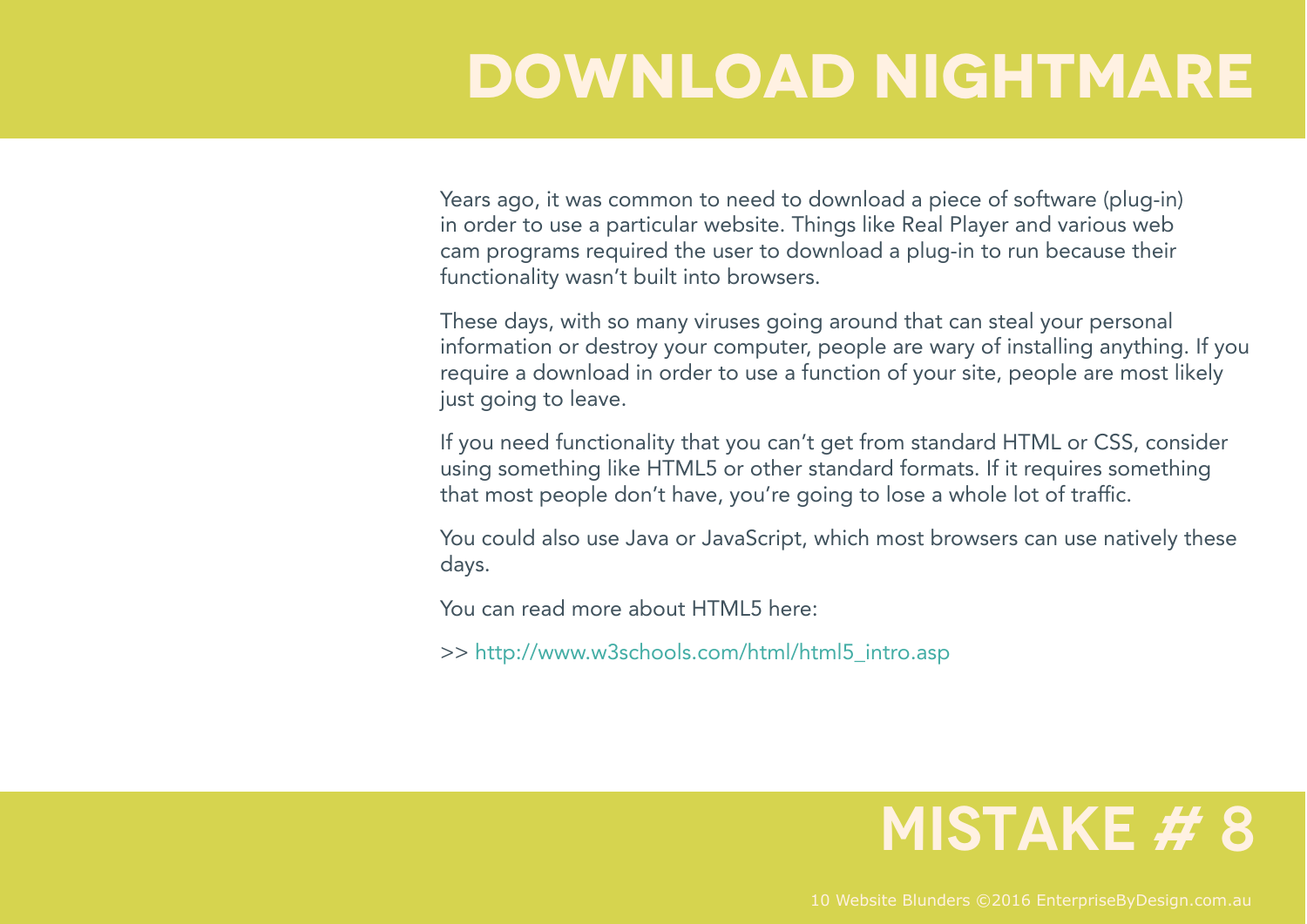# DOWNLOAD NIGHTMARE

Years ago, it was common to need to download a piece of software (plug-in) in order to use a particular website. Things like Real Player and various web cam programs required the user to download a plug-in to run because their functionality wasn't built into browsers.

These days, with so many viruses going around that can steal your personal information or destroy your computer, people are wary of installing anything. If you require a download in order to use a function of your site, people are most likely just going to leave.

If you need functionality that you can't get from standard HTML or CSS, consider using something like HTML5 or other standard formats. If it requires something that most people don't have, you're going to lose a whole lot of traffic.

You could also use Java or JavaScript, which most browsers can use natively these days.

You can read more about HTML5 here:

>> http://www.w3schools.com/html/html5_intro.asp

## MISTAKE # 8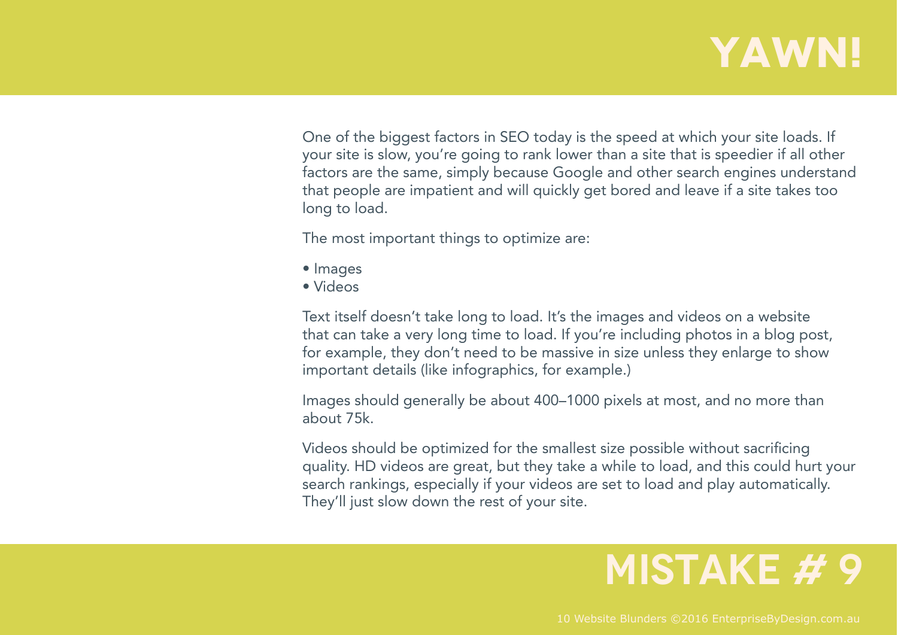# YAWN!

One of the biggest factors in SEO today is the speed at which your site loads. If your site is slow, you're going to rank lower than a site that is speedier if all other factors are the same, simply because Google and other search engines understand that people are impatient and will quickly get bored and leave if a site takes too long to load.

The most important things to optimize are:

- Images
- Videos

Text itself doesn't take long to load. It's the images and videos on a website that can take a very long time to load. If you're including photos in a blog post, for example, they don't need to be massive in size unless they enlarge to show important details (like infographics, for example.)

Images should generally be about 400–1000 pixels at most, and no more than about 75k.

Videos should be optimized for the smallest size possible without sacrificing quality. HD videos are great, but they take a while to load, and this could hurt your search rankings, especially if your videos are set to load and play automatically. They'll just slow down the rest of your site.

## MISTAKE # 9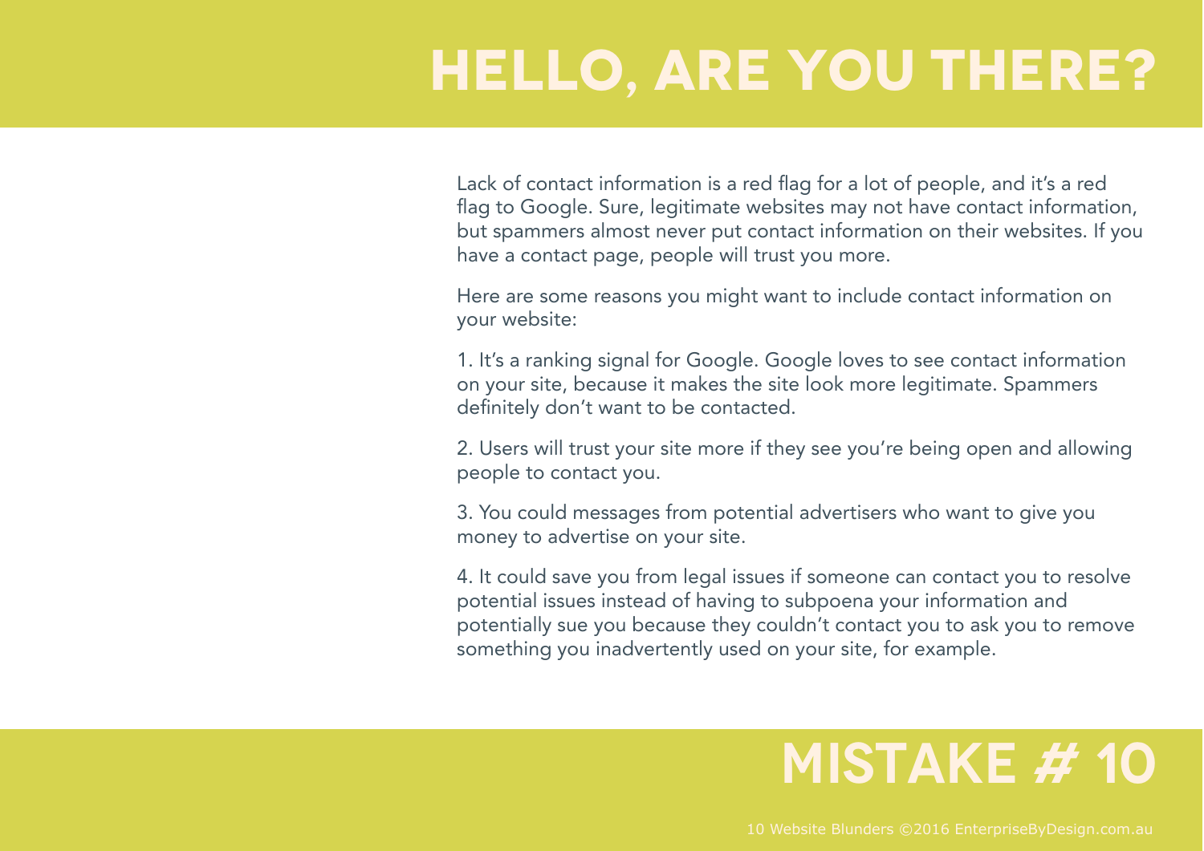# HELLO, ARE YOU THERE?

Lack of contact information is a red flag for a lot of people, and it's a red flag to Google. Sure, legitimate websites may not have contact information, but spammers almost never put contact information on their websites. If you have a contact page, people will trust you more.

Here are some reasons you might want to include contact information on your website:

1. It's a ranking signal for Google. Google loves to see contact information on your site, because it makes the site look more legitimate. Spammers definitely don't want to be contacted.

2. Users will trust your site more if they see you're being open and allowing people to contact you.

3. You could messages from potential advertisers who want to give you money to advertise on your site.

4. It could save you from legal issues if someone can contact you to resolve potential issues instead of having to subpoena your information and potentially sue you because they couldn't contact you to ask you to remove something you inadvertently used on your site, for example.

## MISTAKE # 10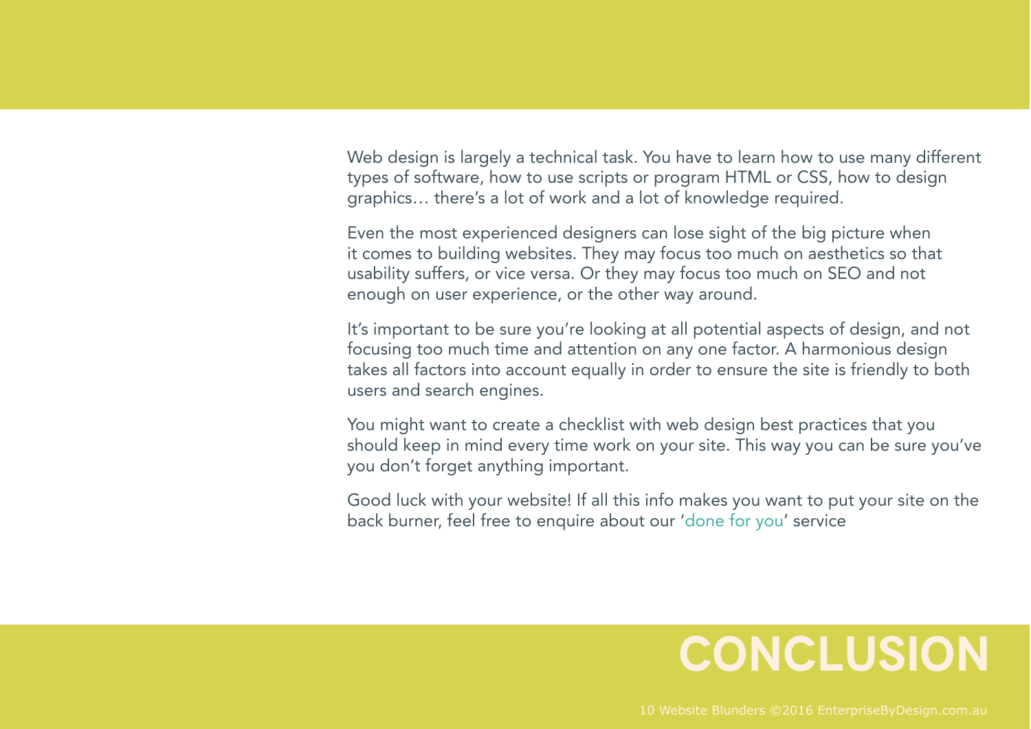# CONCLUSION

Web design is largely a technical task. You have to learn how to use many different types of software, how to use scripts or program HTML or CSS, how to design graphics… there's a lot of work and a lot of knowledge required.

Even the most experienced designers can lose sight of the big picture when it comes to building websites. They may focus too much on aesthetics so that usability suffers, or vice versa. Or they may focus too much on SEO and not enough on user experience, or the other way around.

It's important to be sure you're looking at all potential aspects of design, and not focusing too much time and attention on any one factor. A harmonious design takes all factors into account equally in order to ensure the site is friendly to both users and search engines.

You might want to create a checklist with web design best practices that you should keep in mind every time work on your site. This way you can be sure you've you don't forget anything important.

Good luck with your website! If all this info makes you want to put your site on the back burner, feel free to enquire about our 'done for you' service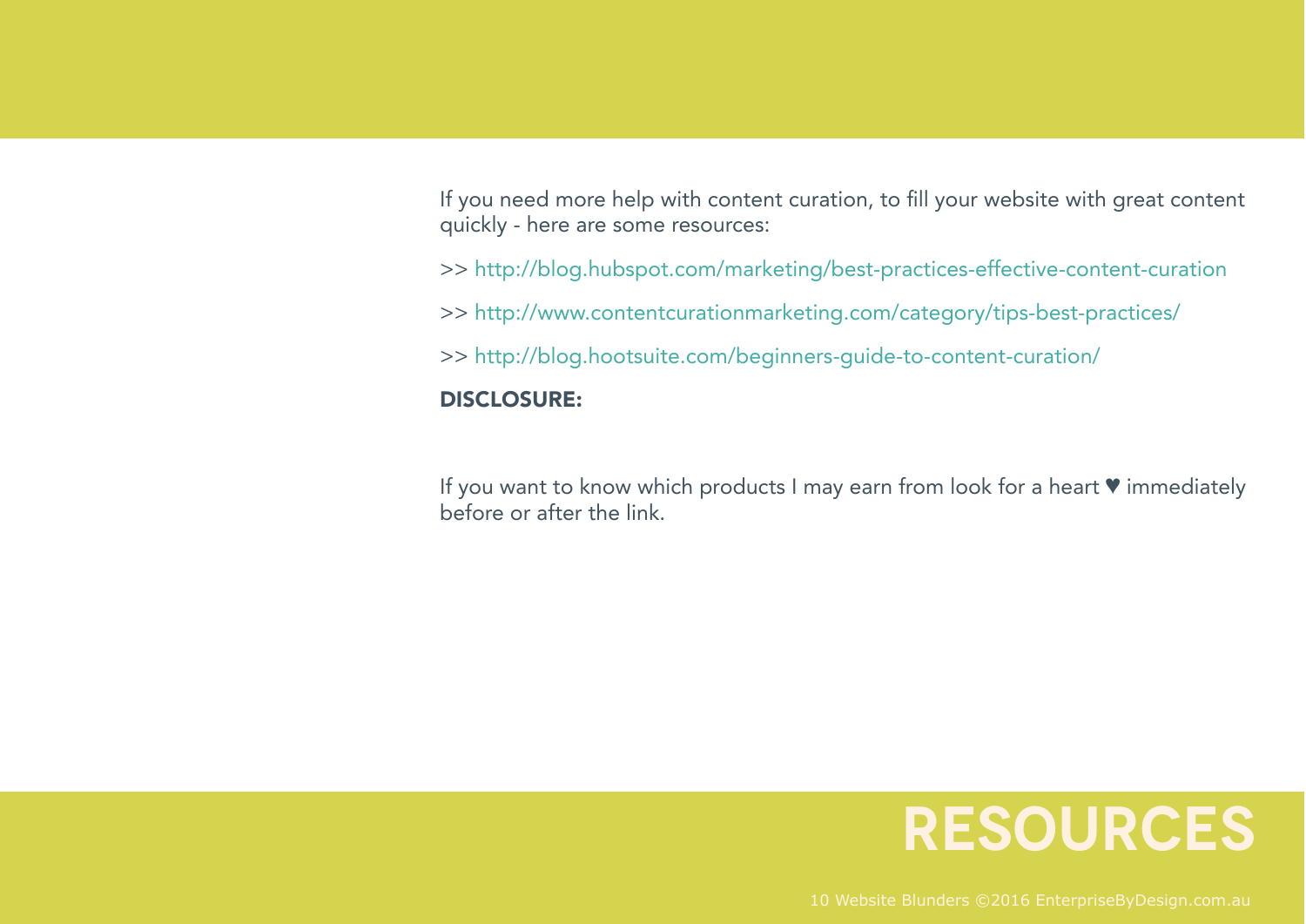If you need more help with content curation, to fill your website with great content quickly - here are some resources:

>> http://blog.hubspot.com/marketing/best-practices-effective-content-curation

>> http://www.contentcurationmarketing.com/category/tips-best-practices/

>> http://blog.hootsuite.com/beginners-guide-to-content-curation/

**DISCLOSURE:**

If you want to know which products I may earn from look for a heart ♥ immediately before or after the link.

# RESOURCES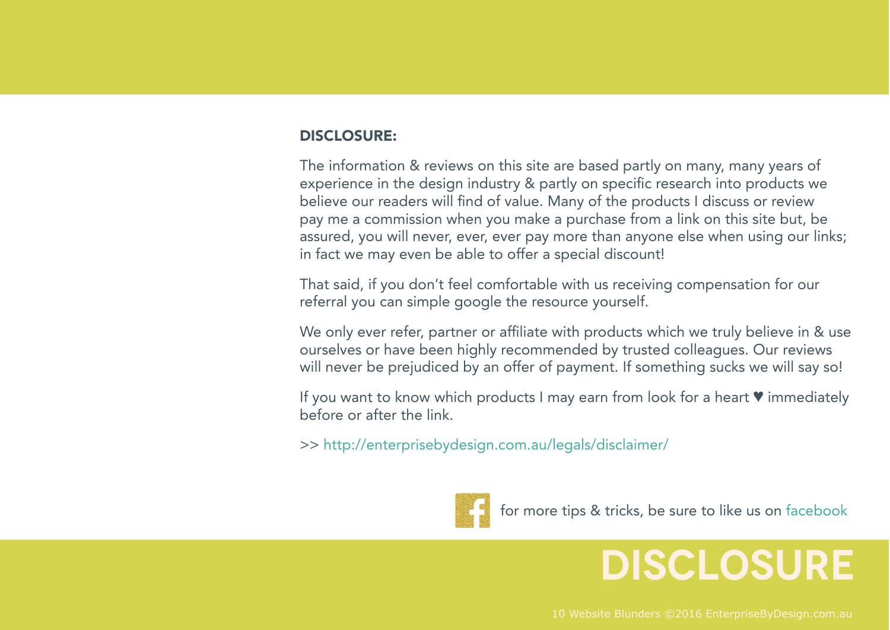**DISCLOSURE:**

The information & reviews on this site are based partly on many, many years of experience in the design industry & partly on specific research into products we believe our readers will find of value. Many of the products I discuss or review pay me a commission when you make a purchase from a link on this site but, be assured, you will never, ever, ever pay more than anyone else when using our links; in fact we may even be able to offer a special discount!

That said, if you don't feel comfortable with us receiving compensation for our referral you can simple google the resource yourself.

We only ever refer, partner or affiliate with products which we truly believe in & use ourselves or have been highly recommended by trusted colleagues. Our reviews will never be prejudiced by an offer of payment. If something sucks we will say so!

If you want to know which products I may earn from look for a heart ♥ immediately before or after the link.

>> http://enterprisebydesign.com.au/legals/disclaimer/

for more tips & tricks, be sure to like us on facebook

# DISCLOSURE

10 Website Blunders ©2016 EnterpriseByDesign.com.au